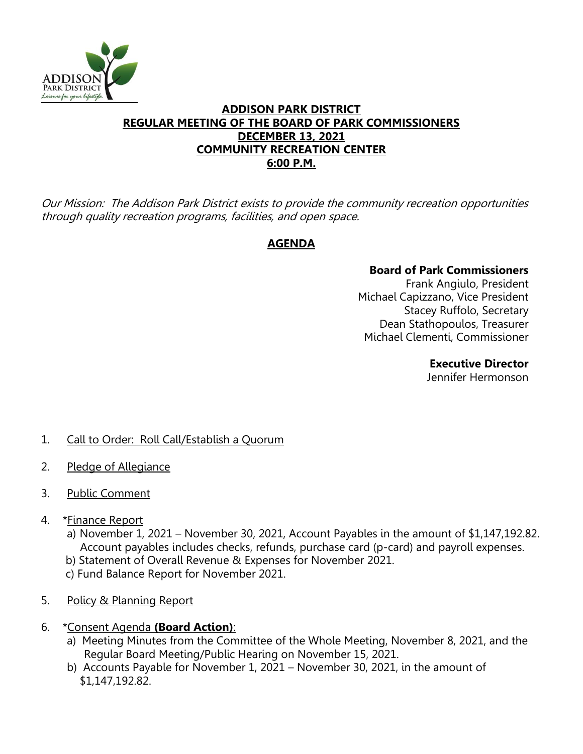ADDISON PARK DISTRICT
*Leisure for your lifestyle.*

# ADDISON PARK DISTRICT
## REGULAR MEETING OF THE BOARD OF PARK COMMISSIONERS
## DECEMBER 13, 2021
## COMMUNITY RECREATION CENTER
## 6:00 P.M.

*Our Mission: The Addison Park District exists to provide the community recreation opportunities through quality recreation programs, facilities, and open space.*

## AGENDA

**Board of Park Commissioners**
Frank Angiulo, President
Michael Capizzano, Vice President
Stacey Ruffolo, Secretary
Dean Stathopoulos, Treasurer
Michael Clementi, Commissioner

**Executive Director**
Jennifer Hermonson

1. Call to Order: Roll Call/Establish a Quorum

2. Pledge of Allegiance

3. Public Comment

4. *Finance Report
   a) November 1, 2021 – November 30, 2021, Account Payables in the amount of $1,147,192.82. Account payables includes checks, refunds, purchase card (p-card) and payroll expenses.
   b) Statement of Overall Revenue & Expenses for November 2021.
   c) Fund Balance Report for November 2021.

5. Policy & Planning Report

6. *Consent Agenda **(Board Action)**:
   a) Meeting Minutes from the Committee of the Whole Meeting, November 8, 2021, and the Regular Board Meeting/Public Hearing on November 15, 2021.
   b) Accounts Payable for November 1, 2021 – November 30, 2021, in the amount of $1,147,192.82.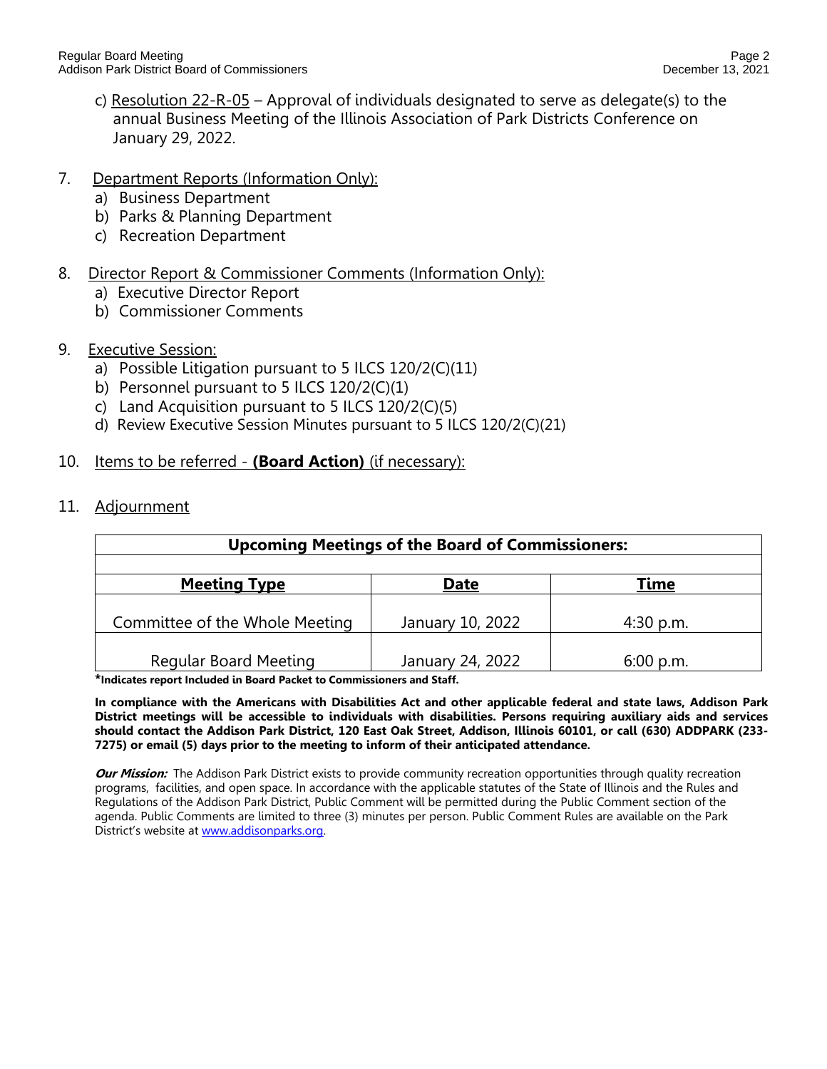c) Resolution 22-R-05 – Approval of individuals designated to serve as delegate(s) to the annual Business Meeting of the Illinois Association of Park Districts Conference on January 29, 2022.

7. Department Reports (Information Only):
   a) Business Department
   b) Parks & Planning Department
   c) Recreation Department

8. Director Report & Commissioner Comments (Information Only):
   a) Executive Director Report
   b) Commissioner Comments

9. Executive Session:
   a) Possible Litigation pursuant to 5 ILCS 120/2(C)(11)
   b) Personnel pursuant to 5 ILCS 120/2(C)(1)
   c) Land Acquisition pursuant to 5 ILCS 120/2(C)(5)
   d) Review Executive Session Minutes pursuant to 5 ILCS 120/2(C)(21)

10. Items to be referred - **(Board Action)** (if necessary):

11. Adjournment

| **Upcoming Meetings of the Board of Commissioners:** | | |
|---|---|---|
| **Meeting Type** | **Date** | **Time** |
| Committee of the Whole Meeting | January 10, 2022 | 4:30 p.m. |
| Regular Board Meeting | January 24, 2022 | 6:00 p.m. |

**\*Indicates report Included in Board Packet to Commissioners and Staff.**

**In compliance with the Americans with Disabilities Act and other applicable federal and state laws, Addison Park District meetings will be accessible to individuals with disabilities. Persons requiring auxiliary aids and services should contact the Addison Park District, 120 East Oak Street, Addison, Illinois 60101, or call (630) ADDPARK (233-7275) or email (5) days prior to the meeting to inform of their anticipated attendance.**

***Our Mission:*** The Addison Park District exists to provide community recreation opportunities through quality recreation programs, facilities, and open space. In accordance with the applicable statutes of the State of Illinois and the Rules and Regulations of the Addison Park District, Public Comment will be permitted during the Public Comment section of the agenda. Public Comments are limited to three (3) minutes per person. Public Comment Rules are available on the Park District's website at www.addisonparks.org.